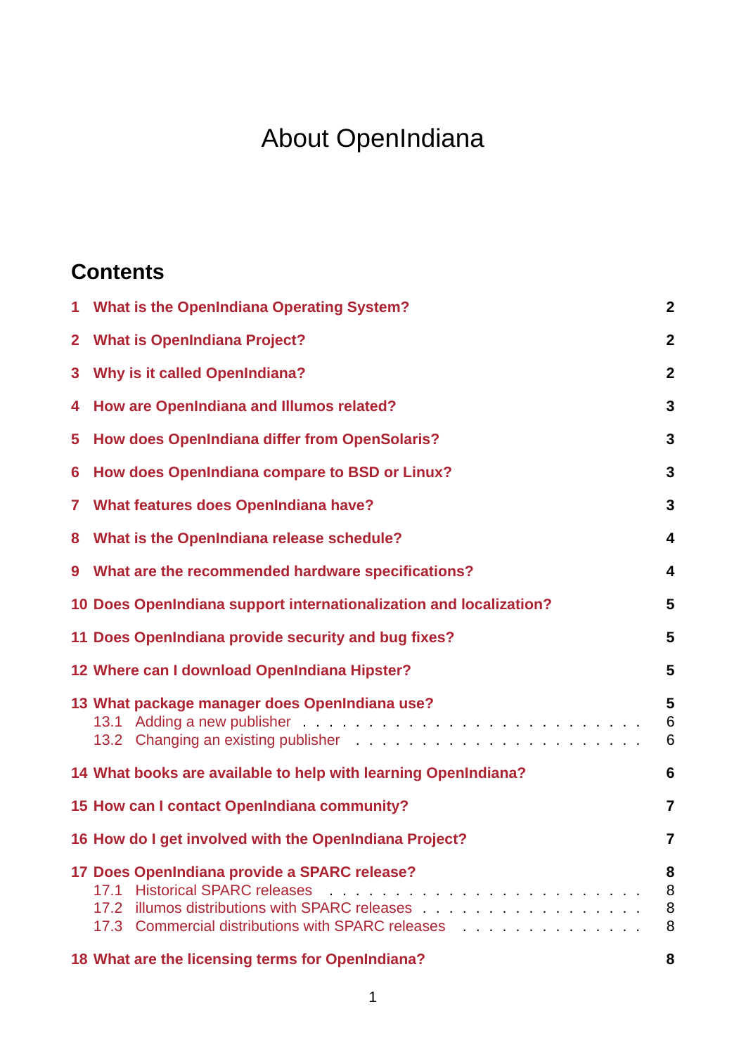# About OpenIndiana

## Contents

- 1 What is the OpenIndiana Operating System? — 2
- 2 What is OpenIndiana Project? — 2
- 3 Why is it called OpenIndiana? — 2
- 4 How are OpenIndiana and Illumos related? — 3
- 5 How does OpenIndiana differ from OpenSolaris? — 3
- 6 How does OpenIndiana compare to BSD or Linux? — 3
- 7 What features does OpenIndiana have? — 3
- 8 What is the OpenIndiana release schedule? — 4
- 9 What are the recommended hardware specifications? — 4
- 10 Does OpenIndiana support internationalization and localization? — 5
- 11 Does OpenIndiana provide security and bug fixes? — 5
- 12 Where can I download OpenIndiana Hipster? — 5
- 13 What package manager does OpenIndiana use? — 5
  - 13.1 Adding a new publisher — 6
  - 13.2 Changing an existing publisher — 6
- 14 What books are available to help with learning OpenIndiana? — 6
- 15 How can I contact OpenIndiana community? — 7
- 16 How do I get involved with the OpenIndiana Project? — 7
- 17 Does OpenIndiana provide a SPARC release? — 8
  - 17.1 Historical SPARC releases — 8
  - 17.2 illumos distributions with SPARC releases — 8
  - 17.3 Commercial distributions with SPARC releases — 8
- 18 What are the licensing terms for OpenIndiana? — 8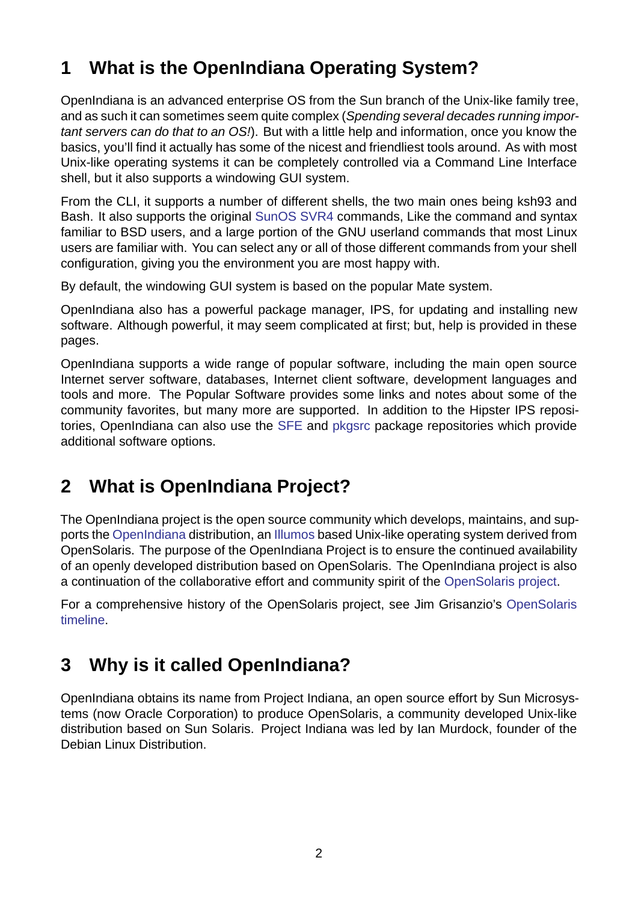## 1 What is the OpenIndiana Operating System?

OpenIndiana is an advanced enterprise OS from the Sun branch of the Unix-like family tree, and as such it can sometimes seem quite complex (*Spending several decades running important servers can do that to an OS!*). But with a little help and information, once you know the basics, you'll find it actually has some of the nicest and friendliest tools around. As with most Unix-like operating systems it can be completely controlled via a Command Line Interface shell, but it also supports a windowing GUI system.

From the CLI, it supports a number of different shells, the two main ones being ksh93 and Bash. It also supports the original SunOS SVR4 commands, Like the command and syntax familiar to BSD users, and a large portion of the GNU userland commands that most Linux users are familiar with. You can select any or all of those different commands from your shell configuration, giving you the environment you are most happy with.

By default, the windowing GUI system is based on the popular Mate system.

OpenIndiana also has a powerful package manager, IPS, for updating and installing new software. Although powerful, it may seem complicated at first; but, help is provided in these pages.

OpenIndiana supports a wide range of popular software, including the main open source Internet server software, databases, Internet client software, development languages and tools and more. The Popular Software provides some links and notes about some of the community favorites, but many more are supported. In addition to the Hipster IPS repositories, OpenIndiana can also use the SFE and pkgsrc package repositories which provide additional software options.

## 2 What is OpenIndiana Project?

The OpenIndiana project is the open source community which develops, maintains, and supports the OpenIndiana distribution, an Illumos based Unix-like operating system derived from OpenSolaris. The purpose of the OpenIndiana Project is to ensure the continued availability of an openly developed distribution based on OpenSolaris. The OpenIndiana project is also a continuation of the collaborative effort and community spirit of the OpenSolaris project.

For a comprehensive history of the OpenSolaris project, see Jim Grisanzio's OpenSolaris timeline.

## 3 Why is it called OpenIndiana?

OpenIndiana obtains its name from Project Indiana, an open source effort by Sun Microsystems (now Oracle Corporation) to produce OpenSolaris, a community developed Unix-like distribution based on Sun Solaris. Project Indiana was led by Ian Murdock, founder of the Debian Linux Distribution.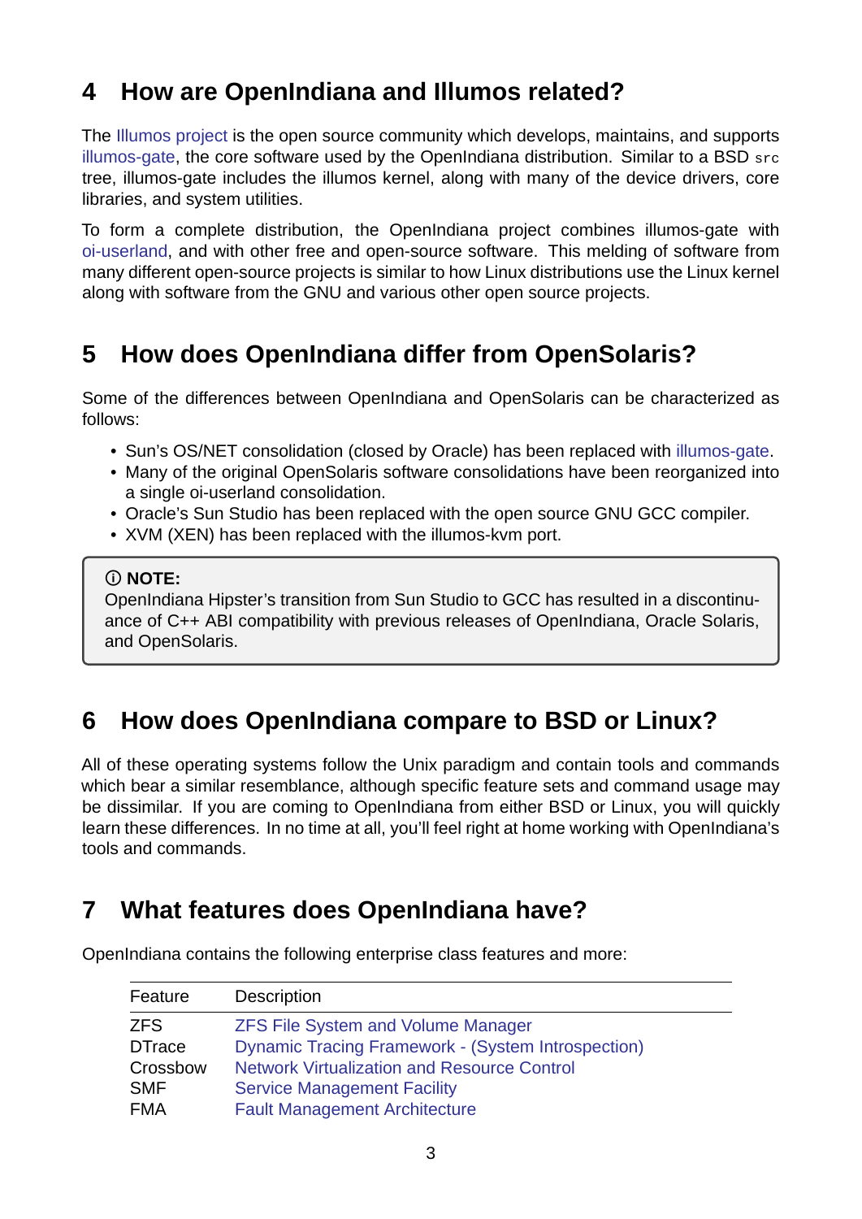## 4 How are OpenIndiana and Illumos related?

The Illumos project is the open source community which develops, maintains, and supports illumos-gate, the core software used by the OpenIndiana distribution. Similar to a BSD `src` tree, illumos-gate includes the illumos kernel, along with many of the device drivers, core libraries, and system utilities.

To form a complete distribution, the OpenIndiana project combines illumos-gate with oi-userland, and with other free and open-source software. This melding of software from many different open-source projects is similar to how Linux distributions use the Linux kernel along with software from the GNU and various other open source projects.

## 5 How does OpenIndiana differ from OpenSolaris?

Some of the differences between OpenIndiana and OpenSolaris can be characterized as follows:

- Sun's OS/NET consolidation (closed by Oracle) has been replaced with illumos-gate.
- Many of the original OpenSolaris software consolidations have been reorganized into a single oi-userland consolidation.
- Oracle's Sun Studio has been replaced with the open source GNU GCC compiler.
- XVM (XEN) has been replaced with the illumos-kvm port.

> ⓘ **NOTE:**
> OpenIndiana Hipster's transition from Sun Studio to GCC has resulted in a discontinuance of C++ ABI compatibility with previous releases of OpenIndiana, Oracle Solaris, and OpenSolaris.

## 6 How does OpenIndiana compare to BSD or Linux?

All of these operating systems follow the Unix paradigm and contain tools and commands which bear a similar resemblance, although specific feature sets and command usage may be dissimilar. If you are coming to OpenIndiana from either BSD or Linux, you will quickly learn these differences. In no time at all, you'll feel right at home working with OpenIndiana's tools and commands.

## 7 What features does OpenIndiana have?

OpenIndiana contains the following enterprise class features and more:

| Feature | Description |
|---|---|
| ZFS | ZFS File System and Volume Manager |
| DTrace | Dynamic Tracing Framework - (System Introspection) |
| Crossbow | Network Virtualization and Resource Control |
| SMF | Service Management Facility |
| FMA | Fault Management Architecture |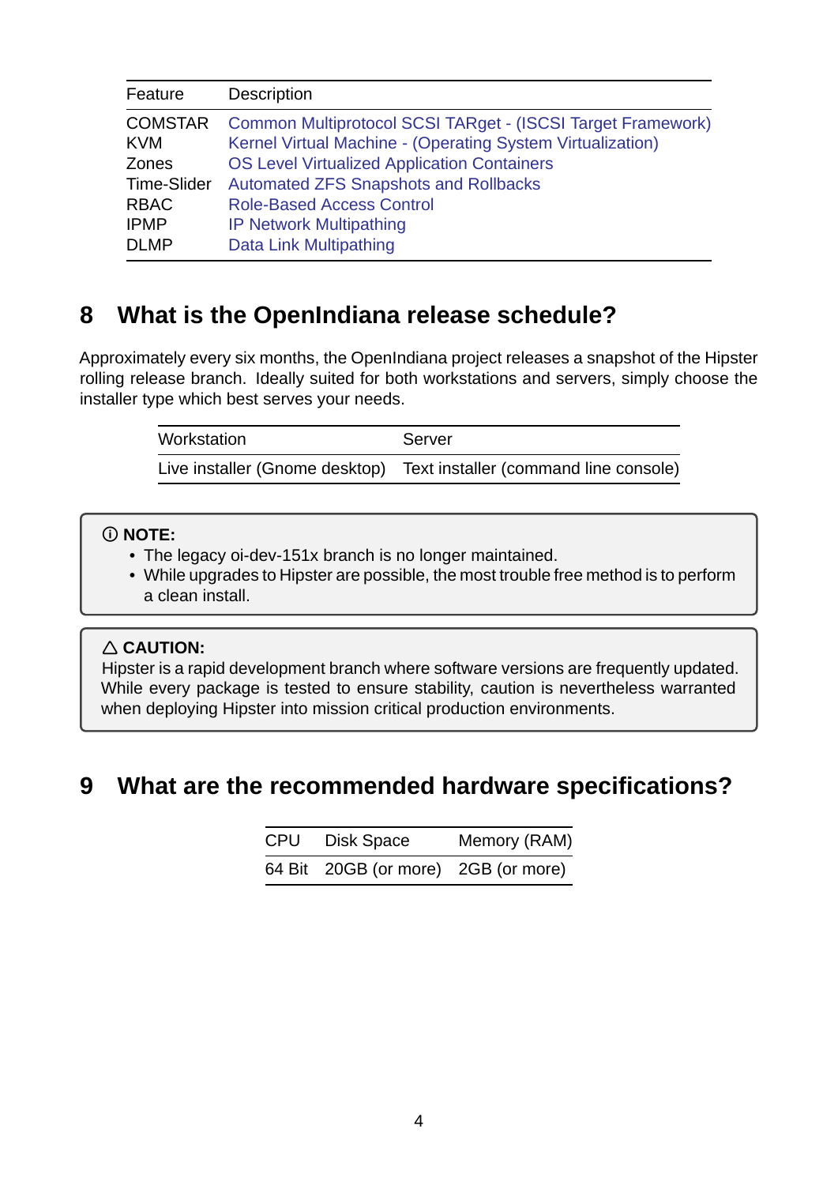| Feature | Description |
|---|---|
| COMSTAR | Common Multiprotocol SCSI TARget - (ISCSI Target Framework) |
| KVM | Kernel Virtual Machine - (Operating System Virtualization) |
| Zones | OS Level Virtualized Application Containers |
| Time-Slider | Automated ZFS Snapshots and Rollbacks |
| RBAC | Role-Based Access Control |
| IPMP | IP Network Multipathing |
| DLMP | Data Link Multipathing |

## 8 What is the OpenIndiana release schedule?

Approximately every six months, the OpenIndiana project releases a snapshot of the Hipster rolling release branch. Ideally suited for both workstations and servers, simply choose the installer type which best serves your needs.

| Workstation | Server |
|---|---|
| Live installer (Gnome desktop) | Text installer (command line console) |

> ⓘ **NOTE:**
> - The legacy oi-dev-151x branch is no longer maintained.
> - While upgrades to Hipster are possible, the most trouble free method is to perform a clean install.

> △ **CAUTION:**
> Hipster is a rapid development branch where software versions are frequently updated. While every package is tested to ensure stability, caution is nevertheless warranted when deploying Hipster into mission critical production environments.

## 9 What are the recommended hardware specifications?

| CPU | Disk Space | Memory (RAM) |
|---|---|---|
| 64 Bit | 20GB (or more) | 2GB (or more) |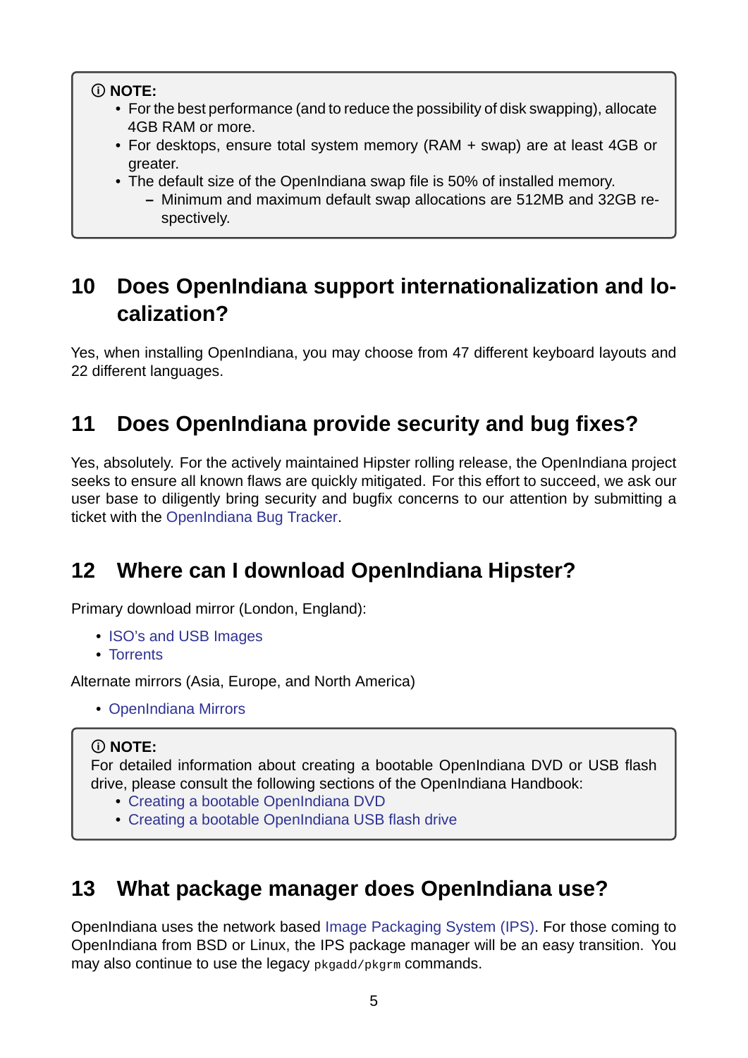> ⓘ **NOTE:**
> - For the best performance (and to reduce the possibility of disk swapping), allocate 4GB RAM or more.
> - For desktops, ensure total system memory (RAM + swap) are at least 4GB or greater.
> - The default size of the OpenIndiana swap file is 50% of installed memory.
>   - Minimum and maximum default swap allocations are 512MB and 32GB respectively.

## 10 Does OpenIndiana support internationalization and localization?

Yes, when installing OpenIndiana, you may choose from 47 different keyboard layouts and 22 different languages.

## 11 Does OpenIndiana provide security and bug fixes?

Yes, absolutely. For the actively maintained Hipster rolling release, the OpenIndiana project seeks to ensure all known flaws are quickly mitigated. For this effort to succeed, we ask our user base to diligently bring security and bugfix concerns to our attention by submitting a ticket with the OpenIndiana Bug Tracker.

## 12 Where can I download OpenIndiana Hipster?

Primary download mirror (London, England):

- ISO's and USB Images
- Torrents

Alternate mirrors (Asia, Europe, and North America)

- OpenIndiana Mirrors

> ⓘ **NOTE:**
> For detailed information about creating a bootable OpenIndiana DVD or USB flash drive, please consult the following sections of the OpenIndiana Handbook:
> - Creating a bootable OpenIndiana DVD
> - Creating a bootable OpenIndiana USB flash drive

## 13 What package manager does OpenIndiana use?

OpenIndiana uses the network based Image Packaging System (IPS). For those coming to OpenIndiana from BSD or Linux, the IPS package manager will be an easy transition. You may also continue to use the legacy `pkgadd/pkgrm` commands.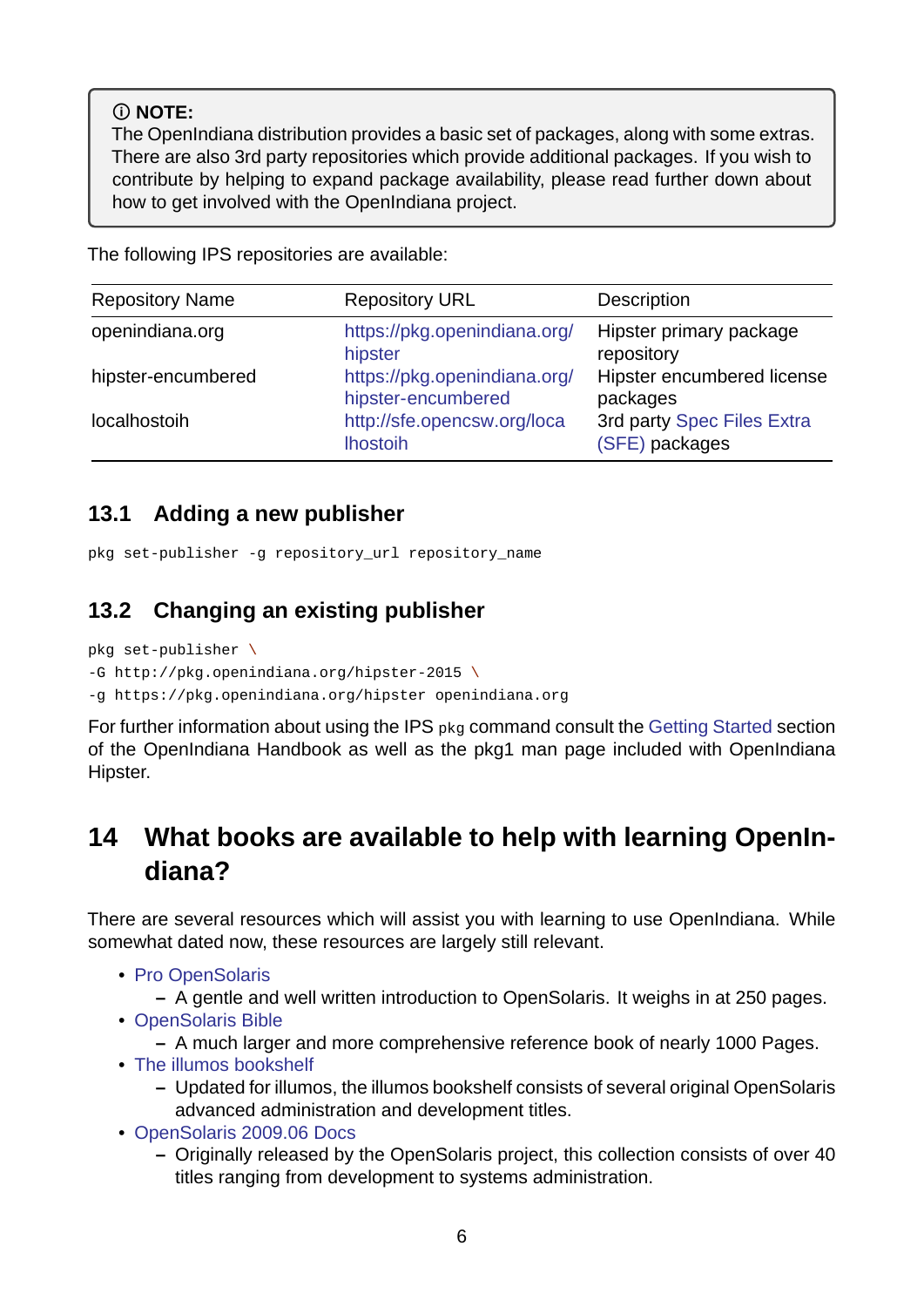> ⓘ **NOTE:**
> The OpenIndiana distribution provides a basic set of packages, along with some extras. There are also 3rd party repositories which provide additional packages. If you wish to contribute by helping to expand package availability, please read further down about how to get involved with the OpenIndiana project.

The following IPS repositories are available:

| Repository Name | Repository URL | Description |
|---|---|---|
| openindiana.org | https://pkg.openindiana.org/hipster | Hipster primary package repository |
| hipster-encumbered | https://pkg.openindiana.org/hipster-encumbered | Hipster encumbered license packages |
| localhostoih | http://sfe.opencsw.org/localhostoih | 3rd party Spec Files Extra (SFE) packages |

### 13.1 Adding a new publisher

```
pkg set-publisher -g repository_url repository_name
```

### 13.2 Changing an existing publisher

```
pkg set-publisher \
-G http://pkg.openindiana.org/hipster-2015 \
-g https://pkg.openindiana.org/hipster openindiana.org
```

For further information about using the IPS `pkg` command consult the Getting Started section of the OpenIndiana Handbook as well as the pkg1 man page included with OpenIndiana Hipster.

## 14 What books are available to help with learning OpenIndiana?

There are several resources which will assist you with learning to use OpenIndiana. While somewhat dated now, these resources are largely still relevant.

- Pro OpenSolaris
  - A gentle and well written introduction to OpenSolaris. It weighs in at 250 pages.
- OpenSolaris Bible
  - A much larger and more comprehensive reference book of nearly 1000 Pages.
- The illumos bookshelf
  - Updated for illumos, the illumos bookshelf consists of several original OpenSolaris advanced administration and development titles.
- OpenSolaris 2009.06 Docs
  - Originally released by the OpenSolaris project, this collection consists of over 40 titles ranging from development to systems administration.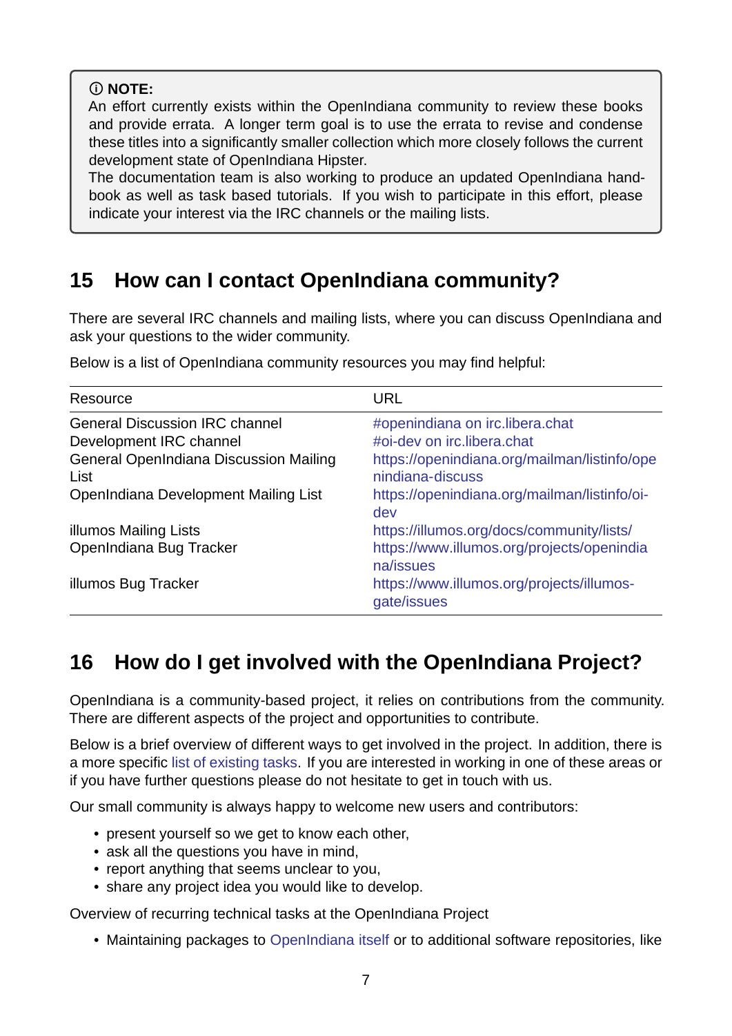> ⓘ **NOTE:**
> An effort currently exists within the OpenIndiana community to review these books and provide errata. A longer term goal is to use the errata to revise and condense these titles into a significantly smaller collection which more closely follows the current development state of OpenIndiana Hipster.
> The documentation team is also working to produce an updated OpenIndiana handbook as well as task based tutorials. If you wish to participate in this effort, please indicate your interest via the IRC channels or the mailing lists.

## 15 How can I contact OpenIndiana community?

There are several IRC channels and mailing lists, where you can discuss OpenIndiana and ask your questions to the wider community.

Below is a list of OpenIndiana community resources you may find helpful:

| Resource | URL |
|---|---|
| General Discussion IRC channel | #openindiana on irc.libera.chat |
| Development IRC channel | #oi-dev on irc.libera.chat |
| General OpenIndiana Discussion Mailing List | https://openindiana.org/mailman/listinfo/openindiana-discuss |
| OpenIndiana Development Mailing List | https://openindiana.org/mailman/listinfo/oi-dev |
| illumos Mailing Lists | https://illumos.org/docs/community/lists/ |
| OpenIndiana Bug Tracker | https://www.illumos.org/projects/openindiana/issues |
| illumos Bug Tracker | https://www.illumos.org/projects/illumos-gate/issues |

## 16 How do I get involved with the OpenIndiana Project?

OpenIndiana is a community-based project, it relies on contributions from the community. There are different aspects of the project and opportunities to contribute.

Below is a brief overview of different ways to get involved in the project. In addition, there is a more specific list of existing tasks. If you are interested in working in one of these areas or if you have further questions please do not hesitate to get in touch with us.

Our small community is always happy to welcome new users and contributors:

- present yourself so we get to know each other,
- ask all the questions you have in mind,
- report anything that seems unclear to you,
- share any project idea you would like to develop.

Overview of recurring technical tasks at the OpenIndiana Project

- Maintaining packages to OpenIndiana itself or to additional software repositories, like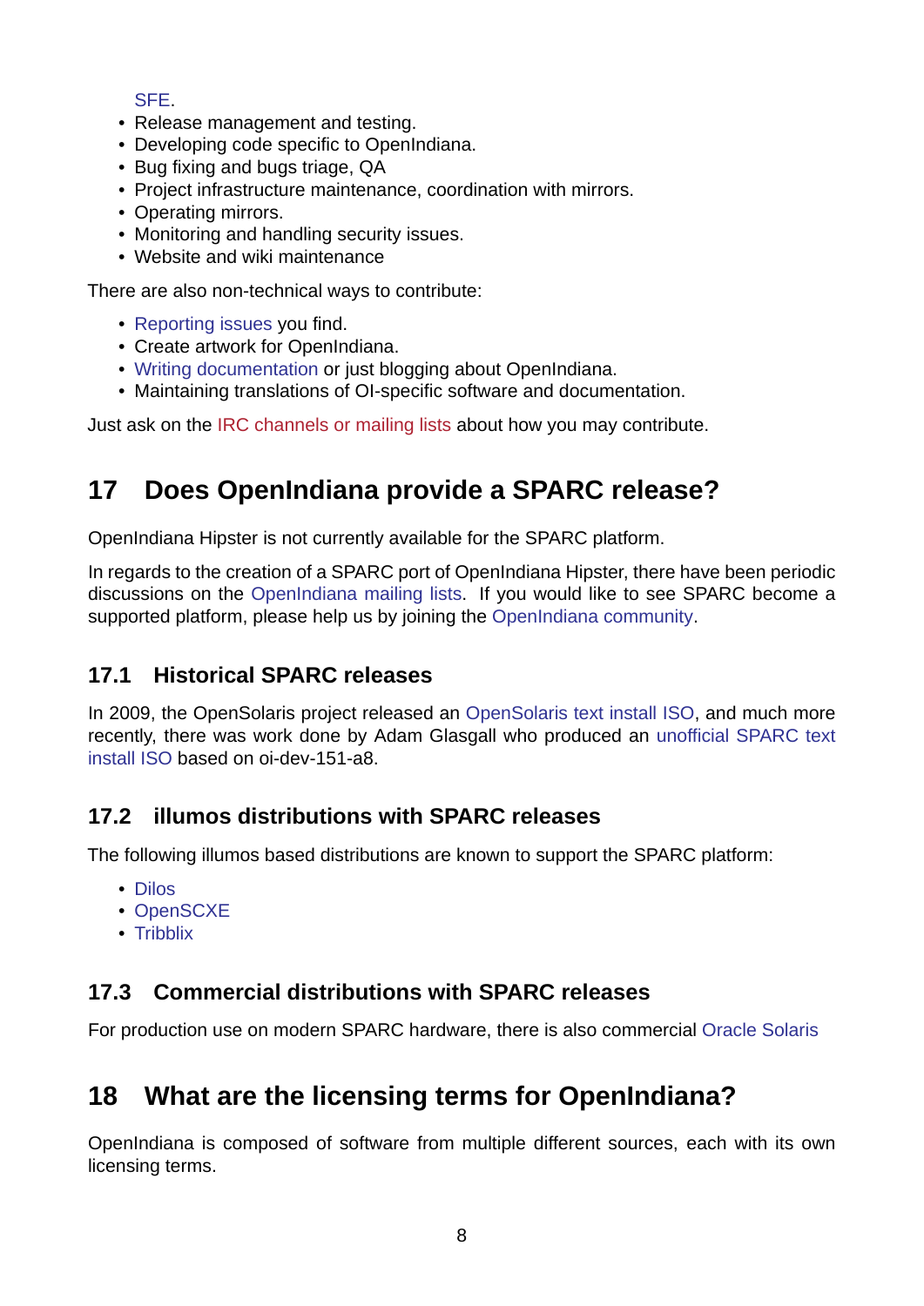SFE.

- Release management and testing.
- Developing code specific to OpenIndiana.
- Bug fixing and bugs triage, QA
- Project infrastructure maintenance, coordination with mirrors.
- Operating mirrors.
- Monitoring and handling security issues.
- Website and wiki maintenance

There are also non-technical ways to contribute:

- Reporting issues you find.
- Create artwork for OpenIndiana.
- Writing documentation or just blogging about OpenIndiana.
- Maintaining translations of OI-specific software and documentation.

Just ask on the IRC channels or mailing lists about how you may contribute.

# 17 Does OpenIndiana provide a SPARC release?

OpenIndiana Hipster is not currently available for the SPARC platform.

In regards to the creation of a SPARC port of OpenIndiana Hipster, there have been periodic discussions on the OpenIndiana mailing lists. If you would like to see SPARC become a supported platform, please help us by joining the OpenIndiana community.

## 17.1 Historical SPARC releases

In 2009, the OpenSolaris project released an OpenSolaris text install ISO, and much more recently, there was work done by Adam Glasgall who produced an unofficial SPARC text install ISO based on oi-dev-151-a8.

## 17.2 illumos distributions with SPARC releases

The following illumos based distributions are known to support the SPARC platform:

- Dilos
- OpenSCXE
- Tribblix

## 17.3 Commercial distributions with SPARC releases

For production use on modern SPARC hardware, there is also commercial Oracle Solaris

# 18 What are the licensing terms for OpenIndiana?

OpenIndiana is composed of software from multiple different sources, each with its own licensing terms.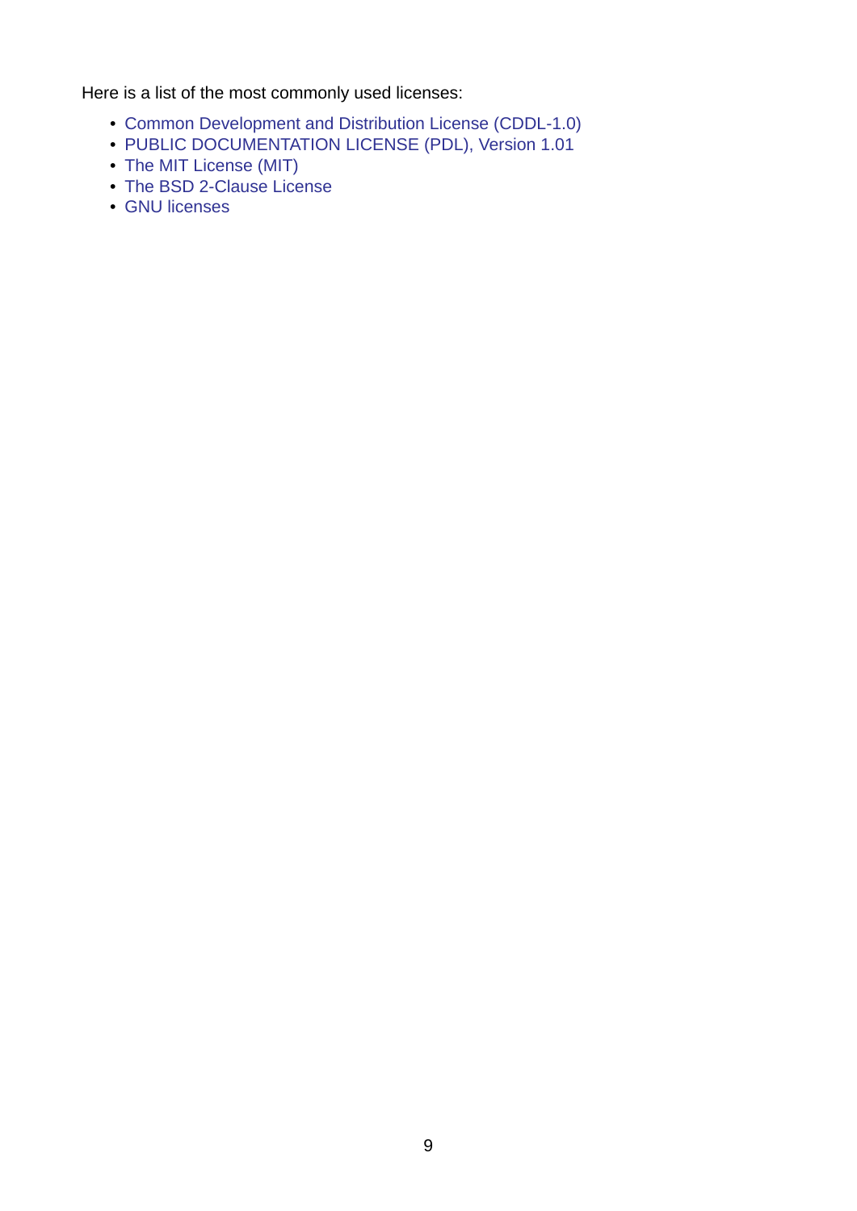Here is a list of the most commonly used licenses:

- Common Development and Distribution License (CDDL-1.0)
- PUBLIC DOCUMENTATION LICENSE (PDL), Version 1.01
- The MIT License (MIT)
- The BSD 2-Clause License
- GNU licenses